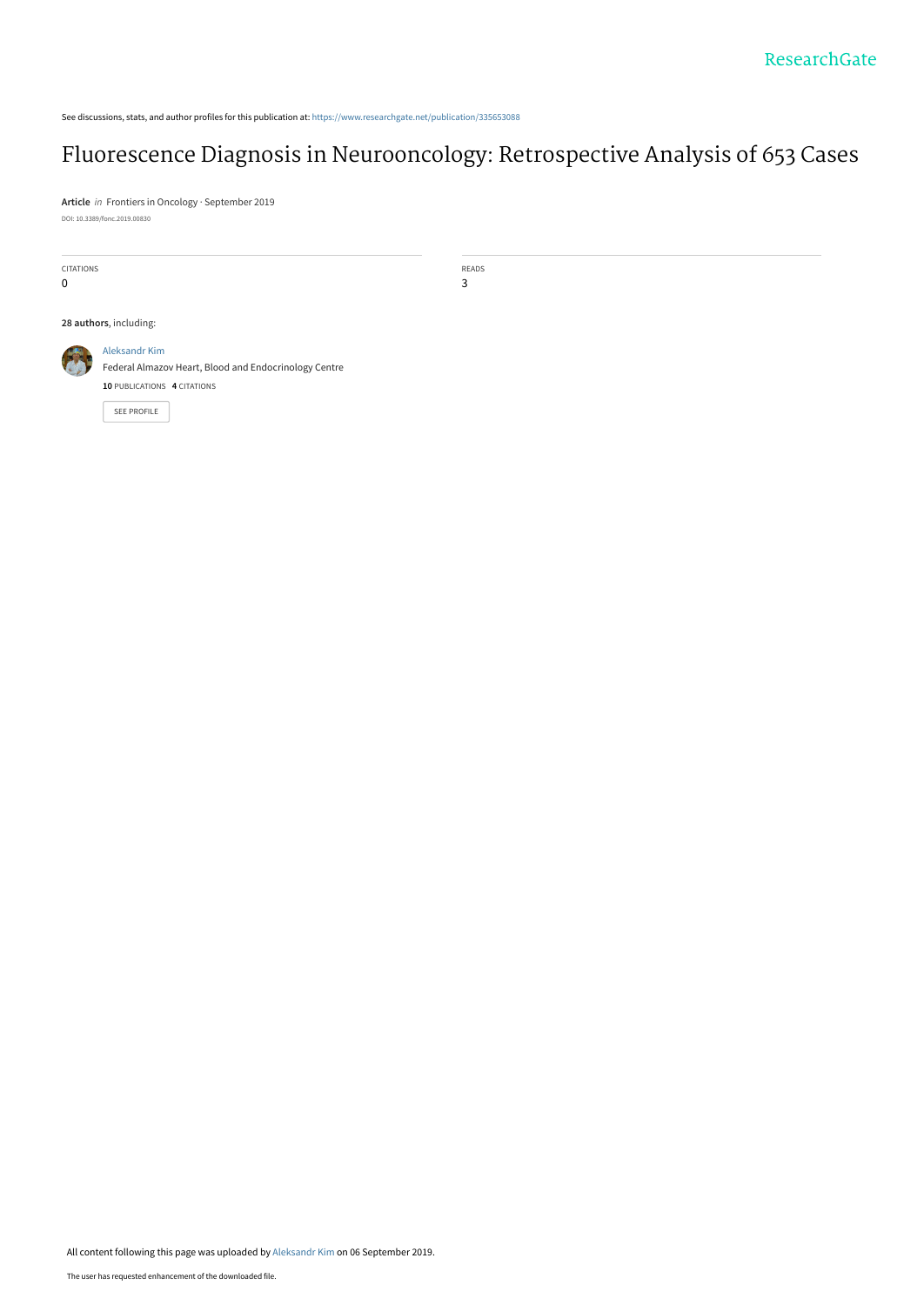See discussions, stats, and author profiles for this publication at: https://www.researchgate.net/publication/335653088

# Fluorescence Diagnosis in Neurooncology: Retrospective Analysis of 653 Cases

**Article** *in* Frontiers in Oncology · September 2019

DOI: 10.3389/fonc.2019.00830

| CITATIONS | READS |
| --- | --- |
| 0 | 3 |

**28 authors**, including:

Aleksandr Kim
Federal Almazov Heart, Blood and Endocrinology Centre
**10** PUBLICATIONS **4** CITATIONS

SEE PROFILE

All content following this page was uploaded by Aleksandr Kim on 06 September 2019.

The user has requested enhancement of the downloaded file.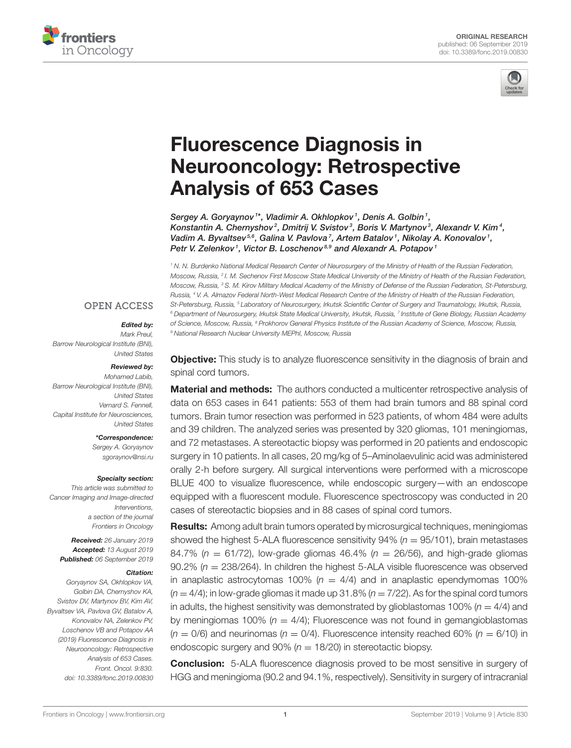ORIGINAL RESEARCH
published: 06 September 2019
doi: 10.3389/fonc.2019.00830

# Fluorescence Diagnosis in Neurooncology: Retrospective Analysis of 653 Cases

*Sergey A. Goryaynov[1]\*, Vladimir A. Okhlopkov[1], Denis A. Golbin[1], Konstantin A. Chernyshov[2], Dmitrij V. Svistov[3], Boris V. Martynov[3], Alexandr V. Kim[4], Vadim A. Byvaltsev[5,6], Galina V. Pavlova[7], Artem Batalov[1], Nikolay A. Konovalov[1], Petr V. Zelenkov[1], Victor B. Loschenov[8,9] and Alexandr A. Potapov[1]*

[1] N. N. Burdenko National Medical Research Center of Neurosurgery of the Ministry of Health of the Russian Federation, Moscow, Russia, [2] I. M. Sechenov First Moscow State Medical University of the Ministry of Health of the Russian Federation, Moscow, Russia, [3] S. M. Kirov Military Medical Academy of the Ministry of Defense of the Russian Federation, St-Petersburg, Russia, [4] V. A. Almazov Federal North-West Medical Research Centre of the Ministry of Health of the Russian Federation, St-Petersburg, Russia, [5] Laboratory of Neurosurgery, Irkutsk Scientific Center of Surgery and Traumatology, Irkutsk, Russia, [6] Department of Neurosurgery, Irkutsk State Medical University, Irkutsk, Russia, [7] Institute of Gene Biology, Russian Academy of Science, Moscow, Russia, [8] Prokhorov General Physics Institute of the Russian Academy of Science, Moscow, Russia, [9] National Research Nuclear University MEPhI, Moscow, Russia

OPEN ACCESS

**Edited by:**
Mark Preul,
Barrow Neurological Institute (BNI),
United States

**Reviewed by:**
Mohamed Labib,
Barrow Neurological Institute (BNI),
United States
Vernard S. Fennell,
Capital Institute for Neurosciences,
United States

**\*Correspondence:**
Sergey A. Goryaynov
sgoraynov@nsi.ru

**Specialty section:**
This article was submitted to
Cancer Imaging and Image-directed
Interventions,
a section of the journal
Frontiers in Oncology

**Received:** 26 January 2019
**Accepted:** 13 August 2019
**Published:** 06 September 2019

**Citation:**
Goryaynov SA, Okhlopkov VA, Golbin DA, Chernyshov KA, Svistov DV, Martynov BV, Kim AV, Byvaltsev VA, Pavlova GV, Batalov A, Konovalov NA, Zelenkov PV, Loschenov VB and Potapov AA (2019) Fluorescence Diagnosis in Neurooncology: Retrospective Analysis of 653 Cases. Front. Oncol. 9:830. doi: 10.3389/fonc.2019.00830

**Objective:** This study is to analyze fluorescence sensitivity in the diagnosis of brain and spinal cord tumors.

**Material and methods:** The authors conducted a multicenter retrospective analysis of data on 653 cases in 641 patients: 553 of them had brain tumors and 88 spinal cord tumors. Brain tumor resection was performed in 523 patients, of whom 484 were adults and 39 children. The analyzed series was presented by 320 gliomas, 101 meningiomas, and 72 metastases. A stereotactic biopsy was performed in 20 patients and endoscopic surgery in 10 patients. In all cases, 20 mg/kg of 5–Aminolaevulinic acid was administered orally 2-h before surgery. All surgical interventions were performed with a microscope BLUE 400 to visualize fluorescence, while endoscopic surgery—with an endoscope equipped with a fluorescent module. Fluorescence spectroscopy was conducted in 20 cases of stereotactic biopsies and in 88 cases of spinal cord tumors.

**Results:** Among adult brain tumors operated by microsurgical techniques, meningiomas showed the highest 5-ALA fluorescence sensitivity 94% ($n = 95/101$), brain metastases 84.7% ($n = 61/72$), low-grade gliomas 46.4% ($n = 26/56$), and high-grade gliomas 90.2% ($n = 238/264$). In children the highest 5-ALA visible fluorescence was observed in anaplastic astrocytomas 100% ($n = 4/4$) and in anaplastic ependymomas 100% ($n = 4/4$); in low-grade gliomas it made up 31.8% ($n = 7/22$). As for the spinal cord tumors in adults, the highest sensitivity was demonstrated by glioblastomas 100% ($n = 4/4$) and by meningiomas 100% ($n = 4/4$); Fluorescence was not found in gemangioblastomas ($n = 0/6$) and neurinomas ($n = 0/4$). Fluorescence intensity reached 60% ($n = 6/10$) in endoscopic surgery and 90% ($n = 18/20$) in stereotactic biopsy.

**Conclusion:** 5-ALA fluorescence diagnosis proved to be most sensitive in surgery of HGG and meningioma (90.2 and 94.1%, respectively). Sensitivity in surgery of intracranial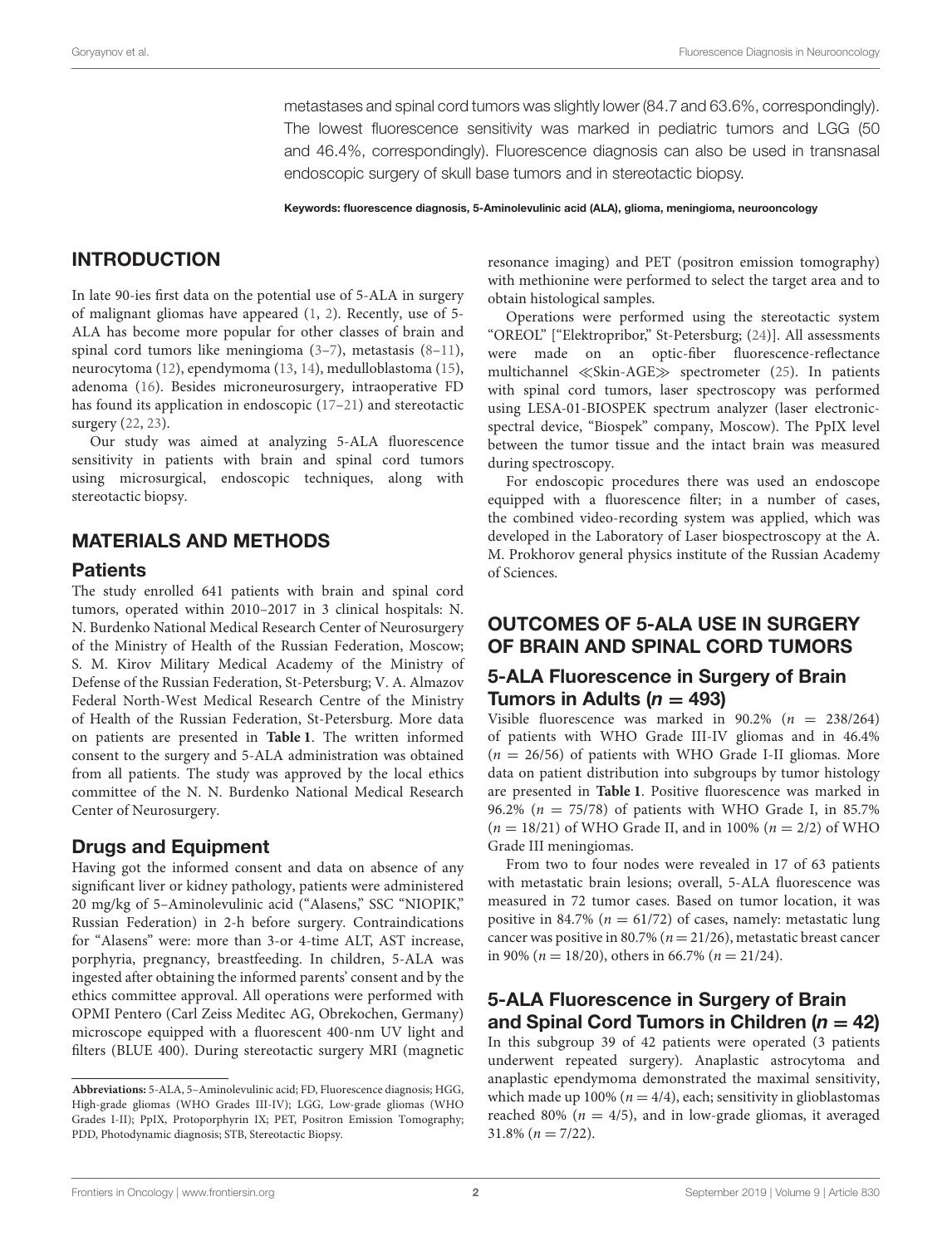metastases and spinal cord tumors was slightly lower (84.7 and 63.6%, correspondingly). The lowest fluorescence sensitivity was marked in pediatric tumors and LGG (50 and 46.4%, correspondingly). Fluorescence diagnosis can also be used in transnasal endoscopic surgery of skull base tumors and in stereotactic biopsy.

**Keywords: fluorescence diagnosis, 5-Aminolevulinic acid (ALA), glioma, meningioma, neurooncology**

## INTRODUCTION

In late 90-ies first data on the potential use of 5-ALA in surgery of malignant gliomas have appeared (1, 2). Recently, use of 5-ALA has become more popular for other classes of brain and spinal cord tumors like meningioma (3–7), metastasis (8–11), neurocytoma (12), ependymoma (13, 14), medulloblastoma (15), adenoma (16). Besides microneurosurgery, intraoperative FD has found its application in endoscopic (17–21) and stereotactic surgery (22, 23).

Our study was aimed at analyzing 5-ALA fluorescence sensitivity in patients with brain and spinal cord tumors using microsurgical, endoscopic techniques, along with stereotactic biopsy.

## MATERIALS AND METHODS

### Patients

The study enrolled 641 patients with brain and spinal cord tumors, operated within 2010–2017 in 3 clinical hospitals: N. N. Burdenko National Medical Research Center of Neurosurgery of the Ministry of Health of the Russian Federation, Moscow; S. M. Kirov Military Medical Academy of the Ministry of Defense of the Russian Federation, St-Petersburg; V. A. Almazov Federal North-West Medical Research Centre of the Ministry of Health of the Russian Federation, St-Petersburg. More data on patients are presented in **Table 1**. The written informed consent to the surgery and 5-ALA administration was obtained from all patients. The study was approved by the local ethics committee of the N. N. Burdenko National Medical Research Center of Neurosurgery.

### Drugs and Equipment

Having got the informed consent and data on absence of any significant liver or kidney pathology, patients were administered 20 mg/kg of 5–Aminolevulinic acid ("Alasens," SSC "NIOPIK," Russian Federation) in 2-h before surgery. Contraindications for "Alasens" were: more than 3-or 4-time ALT, AST increase, porphyria, pregnancy, breastfeeding. In children, 5-ALA was ingested after obtaining the informed parents' consent and by the ethics committee approval. All operations were performed with OPMI Pentero (Carl Zeiss Meditec AG, Obrekochen, Germany) microscope equipped with a fluorescent 400-nm UV light and filters (BLUE 400). During stereotactic surgery MRI (magnetic resonance imaging) and PET (positron emission tomography) with methionine were performed to select the target area and to obtain histological samples.

Operations were performed using the stereotactic system "OREOL" ["Elektropribor," St-Petersburg; (24)]. All assessments were made on an optic-fiber fluorescence-reflectance multichannel ≪Skin-AGE≫ spectrometer (25). In patients with spinal cord tumors, laser spectroscopy was performed using LESA-01-BIOSPEK spectrum analyzer (laser electronic-spectral device, "Biospek" company, Moscow). The PpIX level between the tumor tissue and the intact brain was measured during spectroscopy.

For endoscopic procedures there was used an endoscope equipped with a fluorescence filter; in a number of cases, the combined video-recording system was applied, which was developed in the Laboratory of Laser biospectroscopy at the A. M. Prokhorov general physics institute of the Russian Academy of Sciences.

**Abbreviations:** 5-ALA, 5–Aminolevulinic acid; FD, Fluorescence diagnosis; HGG, High-grade gliomas (WHO Grades III-IV); LGG, Low-grade gliomas (WHO Grades I-II); PpIX, Protoporphyrin IX; PET, Positron Emission Tomography; PDD, Photodynamic diagnosis; STB, Stereotactic Biopsy.

## OUTCOMES OF 5-ALA USE IN SURGERY OF BRAIN AND SPINAL CORD TUMORS

### 5-ALA Fluorescence in Surgery of Brain Tumors in Adults ($n = 493$)

Visible fluorescence was marked in 90.2% ($n = 238/264$) of patients with WHO Grade III-IV gliomas and in 46.4% ($n = 26/56$) of patients with WHO Grade I-II gliomas. More data on patient distribution into subgroups by tumor histology are presented in **Table 1**. Positive fluorescence was marked in 96.2% ($n = 75/78$) of patients with WHO Grade I, in 85.7% ($n = 18/21$) of WHO Grade II, and in 100% ($n = 2/2$) of WHO Grade III meningiomas.

From two to four nodes were revealed in 17 of 63 patients with metastatic brain lesions; overall, 5-ALA fluorescence was measured in 72 tumor cases. Based on tumor location, it was positive in 84.7% ($n = 61/72$) of cases, namely: metastatic lung cancer was positive in 80.7% ($n = 21/26$), metastatic breast cancer in 90% ($n = 18/20$), others in 66.7% ($n = 21/24$).

### 5-ALA Fluorescence in Surgery of Brain and Spinal Cord Tumors in Children ($n = 42$)

In this subgroup 39 of 42 patients were operated (3 patients underwent repeated surgery). Anaplastic astrocytoma and anaplastic ependymoma demonstrated the maximal sensitivity, which made up 100% ($n = 4/4$), each; sensitivity in glioblastomas reached 80% ($n = 4/5$), and in low-grade gliomas, it averaged 31.8% ($n = 7/22$).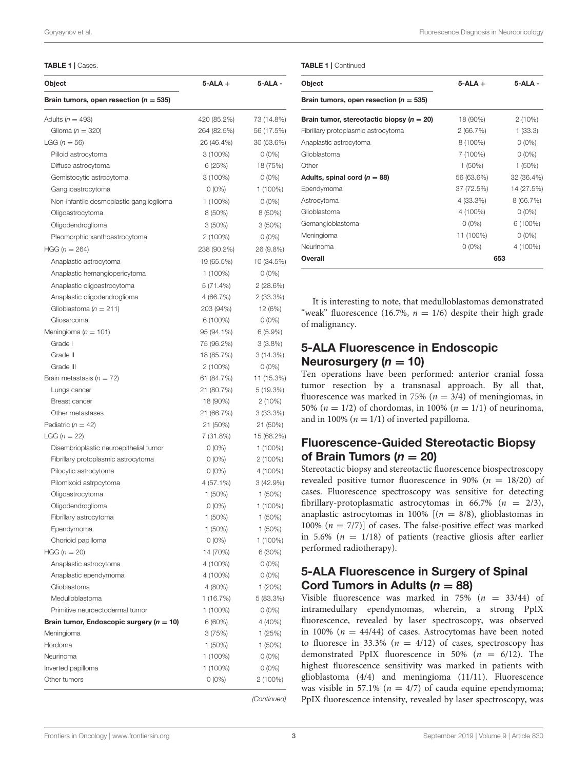**TABLE 1 |** Cases.

| Object | 5-ALA + | 5-ALA - |
|---|---|---|
| **Brain tumors, open resection (*n* = 535)** | | |
| Adults (*n* = 493) | 420 (85.2%) | 73 (14.8%) |
| Glioma (*n* = 320) | 264 (82.5%) | 56 (17.5%) |
| LGG (*n* = 56) | 26 (46.4%) | 30 (53.6%) |
| Pilloid astrocytoma | 3 (100%) | 0 (0%) |
| Diffuse astrocytoma | 6 (25%) | 18 (75%) |
| Gemistocytic astrocytoma | 3 (100%) | 0 (0%) |
| Ganglioastrocytoma | 0 (0%) | 1 (100%) |
| Non-infantile desmoplastic ganglioglioma | 1 (100%) | 0 (0%) |
| Oligoastrocytoma | 8 (50%) | 8 (50%) |
| Oligodendroglioma | 3 (50%) | 3 (50%) |
| Pleomorphic xanthoastrocytoma | 2 (100%) | 0 (0%) |
| HGG (*n* = 264) | 238 (90.2%) | 26 (9.8%) |
| Anaplastic astrocytoma | 19 (65.5%) | 10 (34.5%) |
| Anaplastic hemangiopericytoma | 1 (100%) | 0 (0%) |
| Anaplastic oligoastrocytoma | 5 (71.4%) | 2 (28.6%) |
| Anaplastic oligodendroglioma | 4 (66.7%) | 2 (33.3%) |
| Glioblastoma (*n* = 211) | 203 (94%) | 12 (6%) |
| Gliosarcoma | 6 (100%) | 0 (0%) |
| Meningioma (*n* = 101) | 95 (94.1%) | 6 (5.9%) |
| Grade I | 75 (96.2%) | 3 (3.8%) |
| Grade II | 18 (85.7%) | 3 (14.3%) |
| Grade III | 2 (100%) | 0 (0%) |
| Brain metastasis (*n* = 72) | 61 (84.7%) | 11 (15.3%) |
| Lungs cancer | 21 (80.7%) | 5 (19.3%) |
| Breast cancer | 18 (90%) | 2 (10%) |
| Other metastases | 21 (66.7%) | 3 (33.3%) |
| Pediatric (*n* = 42) | 21 (50%) | 21 (50%) |
| LGG (*n* = 22) | 7 (31.8%) | 15 (68.2%) |
| Disembrioplastic neuroepithelial tumor | 0 (0%) | 1 (100%) |
| Fibrillary protoplasmic astrocytoma | 0 (0%) | 2 (100%) |
| Pilocytic astrocytoma | 0 (0%) | 4 (100%) |
| Pilomixoid astrpcytoma | 4 (57.1%) | 3 (42.9%) |
| Oligoastrocytoma | 1 (50%) | 1 (50%) |
| Oligodendroglioma | 0 (0%) | 1 (100%) |
| Fibrillary astrocytoma | 1 (50%) | 1 (50%) |
| Ependymoma | 1 (50%) | 1 (50%) |
| Chorioid papilloma | 0 (0%) | 1 (100%) |
| HGG (*n* = 20) | 14 (70%) | 6 (30%) |
| Anaplastic astrocytoma | 4 (100%) | 0 (0%) |
| Anaplastic ependymoma | 4 (100%) | 0 (0%) |
| Glioblastoma | 4 (80%) | 1 (20%) |
| Medulloblastoma | 1 (16.7%) | 5 (83.3%) |
| Primitive neuroectodermal tumor | 1 (100%) | 0 (0%) |
| **Brain tumor, Endoscopic surgery (*n* = 10)** | 6 (60%) | 4 (40%) |
| Meningioma | 3 (75%) | 1 (25%) |
| Hordoma | 1 (50%) | 1 (50%) |
| Neurinoma | 1 (100%) | 0 (0%) |
| Inverted papilloma | 1 (100%) | 0 (0%) |
| Other tumors | 0 (0%) | 2 (100%) |
| **Brain tumor, stereotactic biopsy (*n* = 20)** | 18 (90%) | 2 (10%) |
| Fibrillary protoplasmic astrocytoma | 2 (66.7%) | 1 (33.3) |
| Anaplastic astrocytoma | 8 (100%) | 0 (0%) |
| Glioblastoma | 7 (100%) | 0 (0%) |
| Other | 1 (50%) | 1 (50%) |
| **Adults, spinal cord (*n* = 88)** | 56 (63.6%) | 32 (36.4%) |
| Ependymoma | 37 (72.5%) | 14 (27.5%) |
| Astrocytoma | 4 (33.3%) | 8 (66.7%) |
| Glioblastoma | 4 (100%) | 0 (0%) |
| Gemangioblastoma | 0 (0%) | 6 (100%) |
| Meningioma | 11 (100%) | 0 (0%) |
| Neurinoma | 0 (0%) | 4 (100%) |
| **Overall** | 653 | |

It is interesting to note, that medulloblastomas demonstrated "weak" fluorescence (16.7%, $n = 1/6$) despite their high grade of malignancy.

## 5-ALA Fluorescence in Endoscopic Neurosurgery ($n = 10$)

Ten operations have been performed: anterior cranial fossa tumor resection by a transnasal approach. By all that, fluorescence was marked in 75% ($n = 3/4$) of meningiomas, in 50% ($n = 1/2$) of chordomas, in 100% ($n = 1/1$) of neurinoma, and in 100% ($n = 1/1$) of inverted papilloma.

## Fluorescence-Guided Stereotactic Biopsy of Brain Tumors ($n = 20$)

Stereotactic biopsy and stereotactic fluorescence biospectroscopy revealed positive tumor fluorescence in 90% ($n = 18/20$) of cases. Fluorescence spectroscopy was sensitive for detecting fibrillary-protoplasmatic astrocytomas in 66.7% ($n = 2/3$), anaplastic astrocytomas in 100% [($n = 8/8$), glioblastomas in 100% ($n = 7/7$)] of cases. The false-positive effect was marked in 5.6% ($n = 1/18$) of patients (reactive gliosis after earlier performed radiotherapy).

## 5-ALA Fluorescence in Surgery of Spinal Cord Tumors in Adults ($n = 88$)

Visible fluorescence was marked in 75% ($n = 33/44$) of intramedullary ependymomas, wherein, a strong PpIX fluorescence, revealed by laser spectroscopy, was observed in 100% ($n = 44/44$) of cases. Astrocytomas have been noted to fluoresce in 33.3% ($n = 4/12$) of cases, spectroscopy has demonstrated PpIX fluorescence in 50% ($n = 6/12$). The highest fluorescence sensitivity was marked in patients with glioblastoma (4/4) and meningioma (11/11). Fluorescence was visible in 57.1% ($n = 4/7$) of cauda equine ependymoma; PpIX fluorescence intensity, revealed by laser spectroscopy, was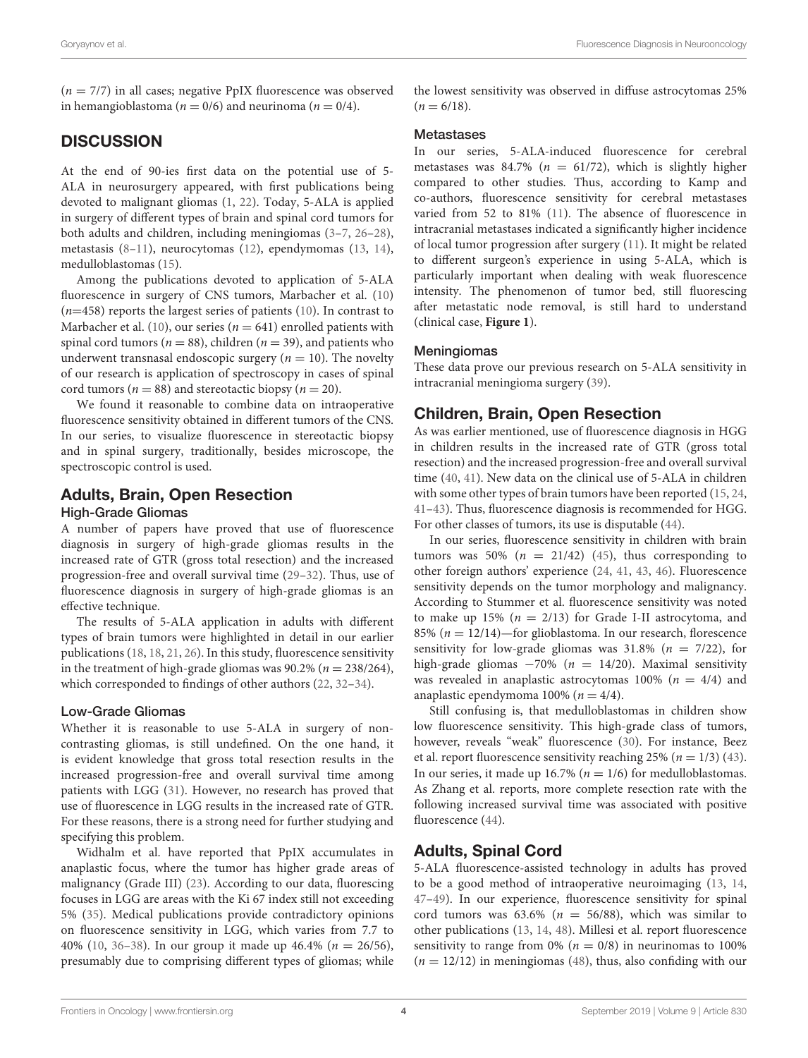($n$ = 7/7) in all cases; negative PpIX fluorescence was observed in hemangioblastoma ($n$ = 0/6) and neurinoma ($n$ = 0/4).

## DISCUSSION

At the end of 90-ies first data on the potential use of 5-ALA in neurosurgery appeared, with first publications being devoted to malignant gliomas (1, 22). Today, 5-ALA is applied in surgery of different types of brain and spinal cord tumors for both adults and children, including meningiomas (3–7, 26–28), metastasis (8–11), neurocytomas (12), ependymomas (13, 14), medulloblastomas (15).

Among the publications devoted to application of 5-ALA fluorescence in surgery of CNS tumors, Marbacher et al. (10) ($n$=458) reports the largest series of patients (10). In contrast to Marbacher et al. (10), our series ($n$ = 641) enrolled patients with spinal cord tumors ($n$ = 88), children ($n$ = 39), and patients who underwent transnasal endoscopic surgery ($n$ = 10). The novelty of our research is application of spectroscopy in cases of spinal cord tumors ($n$ = 88) and stereotactic biopsy ($n$ = 20).

We found it reasonable to combine data on intraoperative fluorescence sensitivity obtained in different tumors of the CNS. In our series, to visualize fluorescence in stereotactic biopsy and in spinal surgery, traditionally, besides microscope, the spectroscopic control is used.

## Adults, Brain, Open Resection

### High-Grade Gliomas

A number of papers have proved that use of fluorescence diagnosis in surgery of high-grade gliomas results in the increased rate of GTR (gross total resection) and the increased progression-free and overall survival time (29–32). Thus, use of fluorescence diagnosis in surgery of high-grade gliomas is an effective technique.

The results of 5-ALA application in adults with different types of brain tumors were highlighted in detail in our earlier publications (18, 18, 21, 26). In this study, fluorescence sensitivity in the treatment of high-grade gliomas was 90.2% ($n$ = 238/264), which corresponded to findings of other authors (22, 32–34).

### Low-Grade Gliomas

Whether it is reasonable to use 5-ALA in surgery of non-contrasting gliomas, is still undefined. On the one hand, it is evident knowledge that gross total resection results in the increased progression-free and overall survival time among patients with LGG (31). However, no research has proved that use of fluorescence in LGG results in the increased rate of GTR. For these reasons, there is a strong need for further studying and specifying this problem.

Widhalm et al. have reported that PpIX accumulates in anaplastic focus, where the tumor has higher grade areas of malignancy (Grade III) (23). According to our data, fluorescing focuses in LGG are areas with the Ki 67 index still not exceeding 5% (35). Medical publications provide contradictory opinions on fluorescence sensitivity in LGG, which varies from 7.7 to 40% (10, 36–38). In our group it made up 46.4% ($n$ = 26/56), presumably due to comprising different types of gliomas; while the lowest sensitivity was observed in diffuse astrocytomas 25% ($n$ = 6/18).

### Metastases

In our series, 5-ALA-induced fluorescence for cerebral metastases was 84.7% ($n$ = 61/72), which is slightly higher compared to other studies. Thus, according to Kamp and co-authors, fluorescence sensitivity for cerebral metastases varied from 52 to 81% (11). The absence of fluorescence in intracranial metastases indicated a significantly higher incidence of local tumor progression after surgery (11). It might be related to different surgeon's experience in using 5-ALA, which is particularly important when dealing with weak fluorescence intensity. The phenomenon of tumor bed, still fluorescing after metastatic node removal, is still hard to understand (clinical case, **Figure 1**).

### Meningiomas

These data prove our previous research on 5-ALA sensitivity in intracranial meningioma surgery (39).

## Children, Brain, Open Resection

As was earlier mentioned, use of fluorescence diagnosis in HGG in children results in the increased rate of GTR (gross total resection) and the increased progression-free and overall survival time (40, 41). New data on the clinical use of 5-ALA in children with some other types of brain tumors have been reported (15, 24, 41–43). Thus, fluorescence diagnosis is recommended for HGG. For other classes of tumors, its use is disputable (44).

In our series, fluorescence sensitivity in children with brain tumors was 50% ($n$ = 21/42) (45), thus corresponding to other foreign authors' experience (24, 41, 43, 46). Fluorescence sensitivity depends on the tumor morphology and malignancy. According to Stummer et al. fluorescence sensitivity was noted to make up 15% ($n$ = 2/13) for Grade I-II astrocytoma, and 85% ($n$ = 12/14)—for glioblastoma. In our research, florescence sensitivity for low-grade gliomas was 31.8% ($n$ = 7/22), for high-grade gliomas −70% ($n$ = 14/20). Maximal sensitivity was revealed in anaplastic astrocytomas 100% ($n$ = 4/4) and anaplastic ependymoma 100% ($n$ = 4/4).

Still confusing is, that medulloblastomas in children show low fluorescence sensitivity. This high-grade class of tumors, however, reveals "weak" fluorescence (30). For instance, Beez et al. report fluorescence sensitivity reaching 25% ($n$ = 1/3) (43). In our series, it made up 16.7% ($n$ = 1/6) for medulloblastomas. As Zhang et al. reports, more complete resection rate with the following increased survival time was associated with positive fluorescence (44).

## Adults, Spinal Cord

5-ALA fluorescence-assisted technology in adults has proved to be a good method of intraoperative neuroimaging (13, 14, 47–49). In our experience, fluorescence sensitivity for spinal cord tumors was 63.6% ($n$ = 56/88), which was similar to other publications (13, 14, 48). Millesi et al. report fluorescence sensitivity to range from 0% ($n$ = 0/8) in neurinomas to 100% ($n$ = 12/12) in meningiomas (48), thus, also confiding with our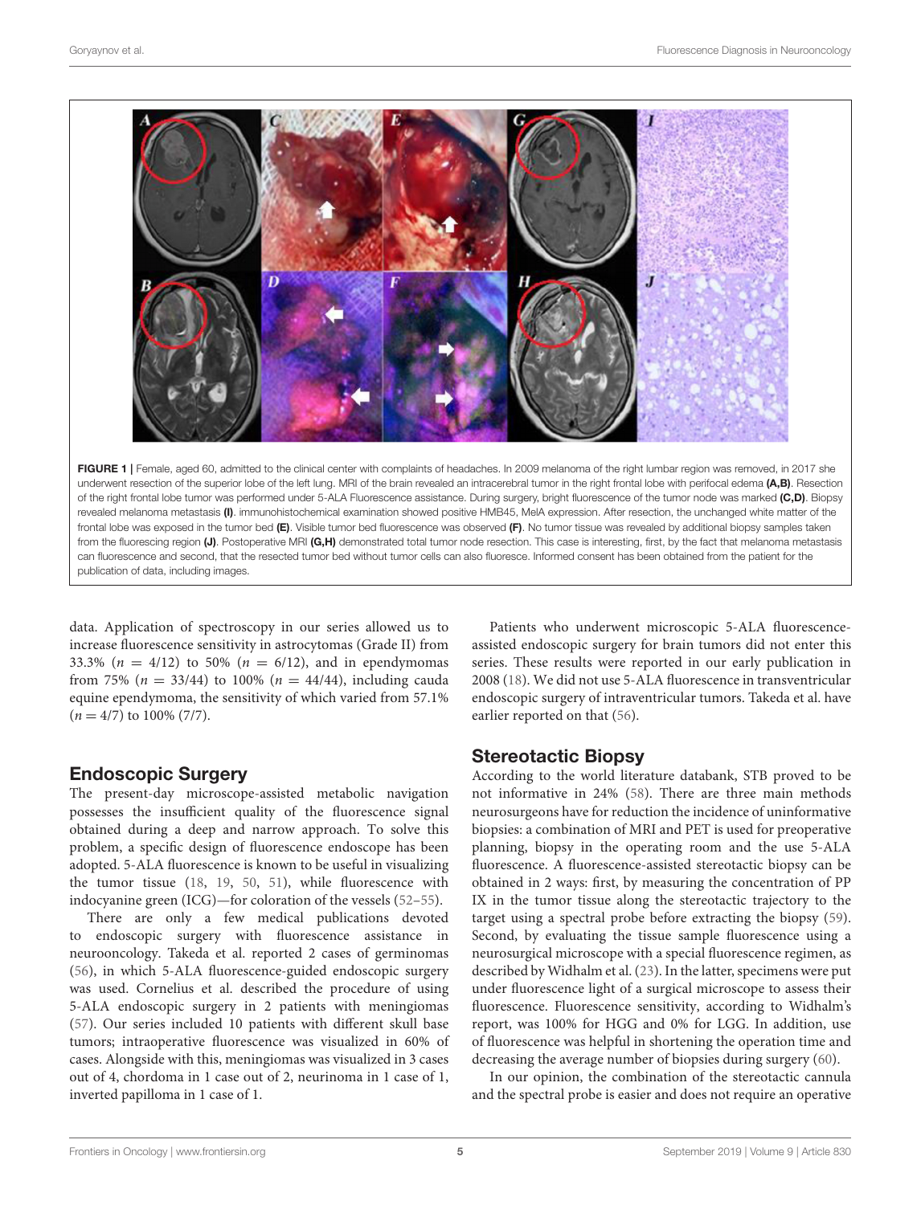**FIGURE 1** | Female, aged 60, admitted to the clinical center with complaints of headaches. In 2009 melanoma of the right lumbar region was removed, in 2017 she underwent resection of the superior lobe of the left lung. MRI of the brain revealed an intracerebral tumor in the right frontal lobe with perifocal edema **(A,B)**. Resection of the right frontal lobe tumor was performed under 5-ALA Fluorescence assistance. During surgery, bright fluorescence of the tumor node was marked **(C,D)**. Biopsy revealed melanoma metastasis **(I)**. immunohistochemical examination showed positive HMB45, MelA expression. After resection, the unchanged white matter of the frontal lobe was exposed in the tumor bed **(E)**. Visible tumor bed fluorescence was observed **(F)**. No tumor tissue was revealed by additional biopsy samples taken from the fluorescing region **(J)**. Postoperative MRI **(G,H)** demonstrated total tumor node resection. This case is interesting, first, by the fact that melanoma metastasis can fluorescence and second, that the resected tumor bed without tumor cells can also fluoresce. Informed consent has been obtained from the patient for the publication of data, including images.

data. Application of spectroscopy in our series allowed us to increase fluorescence sensitivity in astrocytomas (Grade II) from 33.3% ($n = 4/12$) to 50% ($n = 6/12$), and in ependymomas from 75% ($n = 33/44$) to 100% ($n = 44/44$), including cauda equine ependymoma, the sensitivity of which varied from 57.1% ($n = 4/7$) to 100% (7/7).

## Endoscopic Surgery

The present-day microscope-assisted metabolic navigation possesses the insufficient quality of the fluorescence signal obtained during a deep and narrow approach. To solve this problem, a specific design of fluorescence endoscope has been adopted. 5-ALA fluorescence is known to be useful in visualizing the tumor tissue (18, 19, 50, 51), while fluorescence with indocyanine green (ICG)—for coloration of the vessels (52–55).

There are only a few medical publications devoted to endoscopic surgery with fluorescence assistance in neurooncology. Takeda et al. reported 2 cases of germinomas (56), in which 5-ALA fluorescence-guided endoscopic surgery was used. Cornelius et al. described the procedure of using 5-ALA endoscopic surgery in 2 patients with meningiomas (57). Our series included 10 patients with different skull base tumors; intraoperative fluorescence was visualized in 60% of cases. Alongside with this, meningiomas was visualized in 3 cases out of 4, chordoma in 1 case out of 2, neurinoma in 1 case of 1, inverted papilloma in 1 case of 1.

Patients who underwent microscopic 5-ALA fluorescence-assisted endoscopic surgery for brain tumors did not enter this series. These results were reported in our early publication in 2008 (18). We did not use 5-ALA fluorescence in transventricular endoscopic surgery of intraventricular tumors. Takeda et al. have earlier reported on that (56).

## Stereotactic Biopsy

According to the world literature databank, STB proved to be not informative in 24% (58). There are three main methods neurosurgeons have for reduction the incidence of uninformative biopsies: a combination of MRI and PET is used for preoperative planning, biopsy in the operating room and the use 5-ALA fluorescence. A fluorescence-assisted stereotactic biopsy can be obtained in 2 ways: first, by measuring the concentration of PP IX in the tumor tissue along the stereotactic trajectory to the target using a spectral probe before extracting the biopsy (59). Second, by evaluating the tissue sample fluorescence using a neurosurgical microscope with a special fluorescence regimen, as described by Widhalm et al. (23). In the latter, specimens were put under fluorescence light of a surgical microscope to assess their fluorescence. Fluorescence sensitivity, according to Widhalm's report, was 100% for HGG and 0% for LGG. In addition, use of fluorescence was helpful in shortening the operation time and decreasing the average number of biopsies during surgery (60).

In our opinion, the combination of the stereotactic cannula and the spectral probe is easier and does not require an operative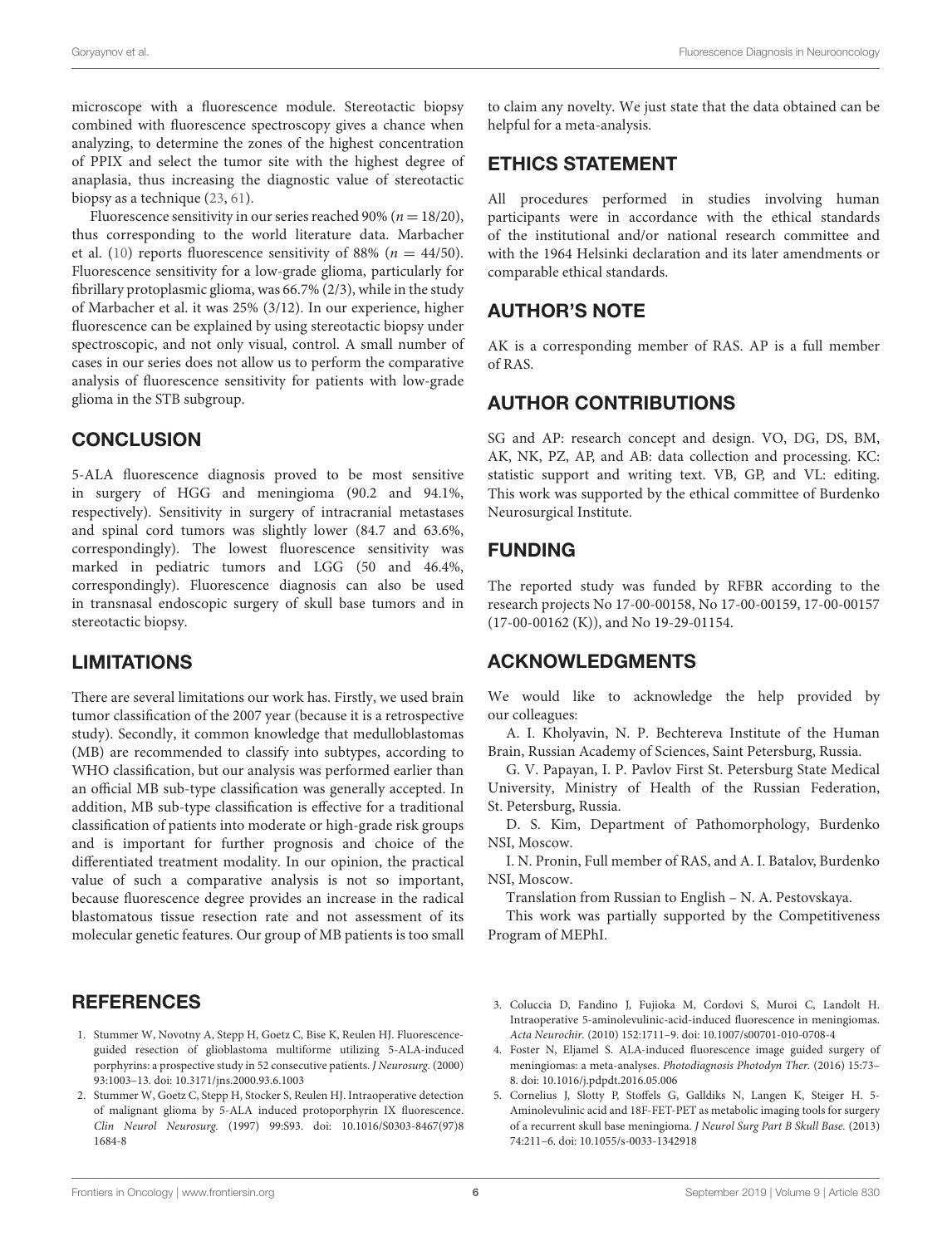microscope with a fluorescence module. Stereotactic biopsy combined with fluorescence spectroscopy gives a chance when analyzing, to determine the zones of the highest concentration of PPIX and select the tumor site with the highest degree of anaplasia, thus increasing the diagnostic value of stereotactic biopsy as a technique (23, 61).

Fluorescence sensitivity in our series reached 90% ($n = 18/20$), thus corresponding to the world literature data. Marbacher et al. (10) reports fluorescence sensitivity of 88% ($n = 44/50$). Fluorescence sensitivity for a low-grade glioma, particularly for fibrillary protoplasmic glioma, was 66.7% (2/3), while in the study of Marbacher et al. it was 25% (3/12). In our experience, higher fluorescence can be explained by using stereotactic biopsy under spectroscopic, and not only visual, control. A small number of cases in our series does not allow us to perform the comparative analysis of fluorescence sensitivity for patients with low-grade glioma in the STB subgroup.

## CONCLUSION

5-ALA fluorescence diagnosis proved to be most sensitive in surgery of HGG and meningioma (90.2 and 94.1%, respectively). Sensitivity in surgery of intracranial metastases and spinal cord tumors was slightly lower (84.7 and 63.6%, correspondingly). The lowest fluorescence sensitivity was marked in pediatric tumors and LGG (50 and 46.4%, correspondingly). Fluorescence diagnosis can also be used in transnasal endoscopic surgery of skull base tumors and in stereotactic biopsy.

## LIMITATIONS

There are several limitations our work has. Firstly, we used brain tumor classification of the 2007 year (because it is a retrospective study). Secondly, it common knowledge that medulloblastomas (MB) are recommended to classify into subtypes, according to WHO classification, but our analysis was performed earlier than an official MB sub-type classification was generally accepted. In addition, MB sub-type classification is effective for a traditional classification of patients into moderate or high-grade risk groups and is important for further prognosis and choice of the differentiated treatment modality. In our opinion, the practical value of such a comparative analysis is not so important, because fluorescence degree provides an increase in the radical blastomatous tissue resection rate and not assessment of its molecular genetic features. Our group of MB patients is too small to claim any novelty. We just state that the data obtained can be helpful for a meta-analysis.

## ETHICS STATEMENT

All procedures performed in studies involving human participants were in accordance with the ethical standards of the institutional and/or national research committee and with the 1964 Helsinki declaration and its later amendments or comparable ethical standards.

## AUTHOR'S NOTE

AK is a corresponding member of RAS. AP is a full member of RAS.

## AUTHOR CONTRIBUTIONS

SG and AP: research concept and design. VO, DG, DS, BM, AK, NK, PZ, AP, and AB: data collection and processing. KC: statistic support and writing text. VB, GP, and VL: editing. This work was supported by the ethical committee of Burdenko Neurosurgical Institute.

## FUNDING

The reported study was funded by RFBR according to the research projects No 17-00-00158, No 17-00-00159, 17-00-00157 (17-00-00162 (K)), and No 19-29-01154.

## ACKNOWLEDGMENTS

We would like to acknowledge the help provided by our colleagues:

A. I. Kholyavin, N. P. Bechtereva Institute of the Human Brain, Russian Academy of Sciences, Saint Petersburg, Russia.

G. V. Papayan, I. P. Pavlov First St. Petersburg State Medical University, Ministry of Health of the Russian Federation, St. Petersburg, Russia.

D. S. Kim, Department of Pathomorphology, Burdenko NSI, Moscow.

I. N. Pronin, Full member of RAS, and A. I. Batalov, Burdenko NSI, Moscow.

Translation from Russian to English – N. A. Pestovskaya.

This work was partially supported by the Competitiveness Program of MEPhI.

## REFERENCES

1. Stummer W, Novotny A, Stepp H, Goetz C, Bise K, Reulen HJ. Fluorescence-guided resection of glioblastoma multiforme utilizing 5-ALA-induced porphyrins: a prospective study in 52 consecutive patients. *J Neurosurg.* (2000) 93:1003–13. doi: 10.3171/jns.2000.93.6.1003
2. Stummer W, Goetz C, Stepp H, Stocker S, Reulen HJ. Intraoperative detection of malignant glioma by 5-ALA induced protoporphyrin IX fluorescence. *Clin Neurol Neurosurg.* (1997) 99:S93. doi: 10.1016/S0303-8467(97)81684-8
3. Coluccia D, Fandino J, Fujioka M, Cordovi S, Muroi C, Landolt H. Intraoperative 5-aminolevulinic-acid-induced fluorescence in meningiomas. *Acta Neurochir.* (2010) 152:1711–9. doi: 10.1007/s00701-010-0708-4
4. Foster N, Eljamel S. ALA-induced fluorescence image guided surgery of meningiomas: a meta-analyses. *Photodiagnosis Photodyn Ther.* (2016) 15:73–8. doi: 10.1016/j.pdpdt.2016.05.006
5. Cornelius J, Slotty P, Stoffels G, Galldiks N, Langen K, Steiger H. 5-Aminolevulinic acid and 18F-FET-PET as metabolic imaging tools for surgery of a recurrent skull base meningioma. *J Neurol Surg Part B Skull Base.* (2013) 74:211–6. doi: 10.1055/s-0033-1342918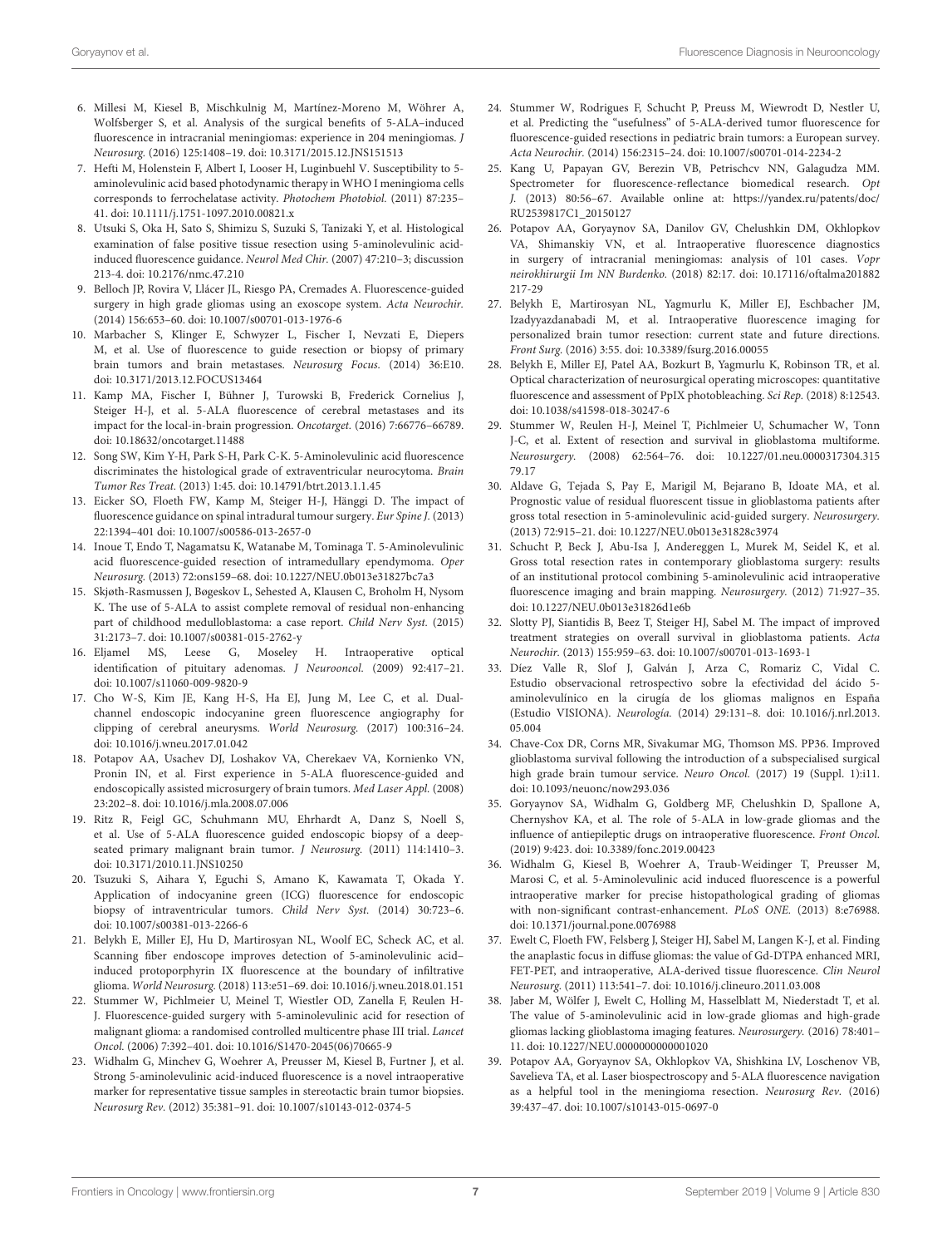6. Millesi M, Kiesel B, Mischkulnig M, Martínez-Moreno M, Wöhrer A, Wolfsberger S, et al. Analysis of the surgical benefits of 5-ALA–induced fluorescence in intracranial meningiomas: experience in 204 meningiomas. *J Neurosurg.* (2016) 125:1408–19. doi: 10.3171/2015.12.JNS151513

7. Hefti M, Holenstein F, Albert I, Looser H, Luginbuehl V. Susceptibility to 5-aminolevulinic acid based photodynamic therapy in WHO I meningioma cells corresponds to ferrochelatase activity. *Photochem Photobiol.* (2011) 87:235–41. doi: 10.1111/j.1751-1097.2010.00821.x

8. Utsuki S, Oka H, Sato S, Shimizu S, Suzuki S, Tanizaki Y, et al. Histological examination of false positive tissue resection using 5-aminolevulinic acid-induced fluorescence guidance. *Neurol Med Chir.* (2007) 47:210–3; discussion 213-4. doi: 10.2176/nmc.47.210

9. Belloch JP, Rovira V, Llácer JL, Riesgo PA, Cremades A. Fluorescence-guided surgery in high grade gliomas using an exoscope system. *Acta Neurochir.* (2014) 156:653–60. doi: 10.1007/s00701-013-1976-6

10. Marbacher S, Klinger E, Schwyzer L, Fischer I, Nevzati E, Diepers M, et al. Use of fluorescence to guide resection or biopsy of primary brain tumors and brain metastases. *Neurosurg Focus.* (2014) 36:E10. doi: 10.3171/2013.12.FOCUS13464

11. Kamp MA, Fischer I, Bühner J, Turowski B, Frederick Cornelius J, Steiger H-J, et al. 5-ALA fluorescence of cerebral metastases and its impact for the local-in-brain progression. *Oncotarget.* (2016) 7:66776–66789. doi: 10.18632/oncotarget.11488

12. Song SW, Kim Y-H, Park S-H, Park C-K. 5-Aminolevulinic acid fluorescence discriminates the histological grade of extraventricular neurocytoma. *Brain Tumor Res Treat.* (2013) 1:45. doi: 10.14791/btrt.2013.1.1.45

13. Eicker SO, Floeth FW, Kamp M, Steiger H-J, Hänggi D. The impact of fluorescence guidance on spinal intradural tumour surgery. *Eur Spine J.* (2013) 22:1394–401 doi: 10.1007/s00586-013-2657-0

14. Inoue T, Endo T, Nagamatsu K, Watanabe M, Tominaga T. 5-Aminolevulinic acid fluorescence-guided resection of intramedullary ependymoma. *Oper Neurosurg.* (2013) 72:ons159–68. doi: 10.1227/NEU.0b013e31827bc7a3

15. Skjøth-Rasmussen J, Bøgeskov L, Sehested A, Klausen C, Broholm H, Nysom K. The use of 5-ALA to assist complete removal of residual non-enhancing part of childhood medulloblastoma: a case report. *Child Nerv Syst.* (2015) 31:2173–7. doi: 10.1007/s00381-015-2762-y

16. Eljamel MS, Leese G, Moseley H. Intraoperative optical identification of pituitary adenomas. *J Neurooncol.* (2009) 92:417–21. doi: 10.1007/s11060-009-9820-9

17. Cho W-S, Kim JE, Kang H-S, Ha EJ, Jung M, Lee C, et al. Dual-channel endoscopic indocyanine green fluorescence angiography for clipping of cerebral aneurysms. *World Neurosurg.* (2017) 100:316–24. doi: 10.1016/j.wneu.2017.01.042

18. Potapov AA, Usachev DJ, Loshakov VA, Cherekaev VA, Kornienko VN, Pronin IN, et al. First experience in 5-ALA fluorescence-guided and endoscopically assisted microsurgery of brain tumors. *Med Laser Appl.* (2008) 23:202–8. doi: 10.1016/j.mla.2008.07.006

19. Ritz R, Feigl GC, Schuhmann MU, Ehrhardt A, Danz S, Noell S, et al. Use of 5-ALA fluorescence guided endoscopic biopsy of a deep-seated primary malignant brain tumor. *J Neurosurg.* (2011) 114:1410–3. doi: 10.3171/2010.11.JNS10250

20. Tsuzuki S, Aihara Y, Eguchi S, Amano K, Kawamata T, Okada Y. Application of indocyanine green (ICG) fluorescence for endoscopic biopsy of intraventricular tumors. *Child Nerv Syst.* (2014) 30:723–6. doi: 10.1007/s00381-013-2266-6

21. Belykh E, Miller EJ, Hu D, Martirosyan NL, Woolf EC, Scheck AC, et al. Scanning fiber endoscope improves detection of 5-aminolevulinic acid–induced protoporphyrin IX fluorescence at the boundary of infiltrative glioma. *World Neurosurg.* (2018) 113:e51–69. doi: 10.1016/j.wneu.2018.01.151

22. Stummer W, Pichlmeier U, Meinel T, Wiestler OD, Zanella F, Reulen H-J. Fluorescence-guided surgery with 5-aminolevulinic acid for resection of malignant glioma: a randomised controlled multicentre phase III trial. *Lancet Oncol.* (2006) 7:392–401. doi: 10.1016/S1470-2045(06)70665-9

23. Widhalm G, Minchev G, Woehrer A, Preusser M, Kiesel B, Furtner J, et al. Strong 5-aminolevulinic acid-induced fluorescence is a novel intraoperative marker for representative tissue samples in stereotactic brain tumor biopsies. *Neurosurg Rev.* (2012) 35:381–91. doi: 10.1007/s10143-012-0374-5

24. Stummer W, Rodrigues F, Schucht P, Preuss M, Wiewrodt D, Nestler U, et al. Predicting the "usefulness" of 5-ALA-derived tumor fluorescence for fluorescence-guided resections in pediatric brain tumors: a European survey. *Acta Neurochir.* (2014) 156:2315–24. doi: 10.1007/s00701-014-2234-2

25. Kang U, Papayan GV, Berezin VB, Petrischcv NN, Galagudza MM. Spectrometer for fluorescence-reflectance biomedical research. *Opt J.* (2013) 80:56–67. Available online at: https://yandex.ru/patents/doc/RU2539817C1_20150127

26. Potapov AA, Goryaynov SA, Danilov GV, Chelushkin DM, Okhlopkov VA, Shimanskiy VN, et al. Intraoperative fluorescence diagnostics in surgery of intracranial meningiomas: analysis of 101 cases. *Vopr neirokhirurgii Im NN Burdenko.* (2018) 82:17. doi: 10.17116/oftalma201882217-29

27. Belykh E, Martirosyan NL, Yagmurlu K, Miller EJ, Eschbacher JM, Izadyyazdanabadi M, et al. Intraoperative fluorescence imaging for personalized brain tumor resection: current state and future directions. *Front Surg.* (2016) 3:55. doi: 10.3389/fsurg.2016.00055

28. Belykh E, Miller EJ, Patel AA, Bozkurt B, Yagmurlu K, Robinson TR, et al. Optical characterization of neurosurgical operating microscopes: quantitative fluorescence and assessment of PpIX photobleaching. *Sci Rep.* (2018) 8:12543. doi: 10.1038/s41598-018-30247-6

29. Stummer W, Reulen H-J, Meinel T, Pichlmeier U, Schumacher W, Tonn J-C, et al. Extent of resection and survival in glioblastoma multiforme. *Neurosurgery.* (2008) 62:564–76. doi: 10.1227/01.neu.0000317304.31579.17

30. Aldave G, Tejada S, Pay E, Marigil M, Bejarano B, Idoate MA, et al. Prognostic value of residual fluorescent tissue in glioblastoma patients after gross total resection in 5-aminolevulinic acid-guided surgery. *Neurosurgery.* (2013) 72:915–21. doi: 10.1227/NEU.0b013e31828c3974

31. Schucht P, Beck J, Abu-Isa J, Andereggen L, Murek M, Seidel K, et al. Gross total resection rates in contemporary glioblastoma surgery: results of an institutional protocol combining 5-aminolevulinic acid intraoperative fluorescence imaging and brain mapping. *Neurosurgery.* (2012) 71:927–35. doi: 10.1227/NEU.0b013e31826d1e6b

32. Slotty PJ, Siantidis B, Beez T, Steiger HJ, Sabel M. The impact of improved treatment strategies on overall survival in glioblastoma patients. *Acta Neurochir.* (2013) 155:959–63. doi: 10.1007/s00701-013-1693-1

33. Díez Valle R, Slof J, Galván J, Arza C, Romariz C, Vidal C. Estudio observacional retrospectivo sobre la efectividad del ácido 5-aminolevulínico en la cirugía de los gliomas malignos en España (Estudio VISIONA). *Neurología.* (2014) 29:131–8. doi: 10.1016/j.nrl.2013.05.004

34. Chave-Cox DR, Corns MR, Sivakumar MG, Thomson MS. PP36. Improved glioblastoma survival following the introduction of a subspecialised surgical high grade brain tumour service. *Neuro Oncol.* (2017) 19 (Suppl. 1):i11. doi: 10.1093/neuonc/now293.036

35. Goryaynov SA, Widhalm G, Goldberg MF, Chelushkin D, Spallone A, Chernyshov KA, et al. The role of 5-ALA in low-grade gliomas and the influence of antiepileptic drugs on intraoperative fluorescence. *Front Oncol.* (2019) 9:423. doi: 10.3389/fonc.2019.00423

36. Widhalm G, Kiesel B, Woehrer A, Traub-Weidinger T, Preusser M, Marosi C, et al. 5-Aminolevulinic acid induced fluorescence is a powerful intraoperative marker for precise histopathological grading of gliomas with non-significant contrast-enhancement. *PLoS ONE.* (2013) 8:e76988. doi: 10.1371/journal.pone.0076988

37. Ewelt C, Floeth FW, Felsberg J, Steiger HJ, Sabel M, Langen K-J, et al. Finding the anaplastic focus in diffuse gliomas: the value of Gd-DTPA enhanced MRI, FET-PET, and intraoperative, ALA-derived tissue fluorescence. *Clin Neurol Neurosurg.* (2011) 113:541–7. doi: 10.1016/j.clineuro.2011.03.008

38. Jaber M, Wölfer J, Ewelt C, Holling M, Hasselblatt M, Niederstadt T, et al. The value of 5-aminolevulinic acid in low-grade gliomas and high-grade gliomas lacking glioblastoma imaging features. *Neurosurgery.* (2016) 78:401–11. doi: 10.1227/NEU.0000000000001020

39. Potapov AA, Goryaynov SA, Okhlopkov VA, Shishkina LV, Loschenov VB, Savelieva TA, et al. Laser biospectroscopy and 5-ALA fluorescence navigation as a helpful tool in the meningioma resection. *Neurosurg Rev.* (2016) 39:437–47. doi: 10.1007/s10143-015-0697-0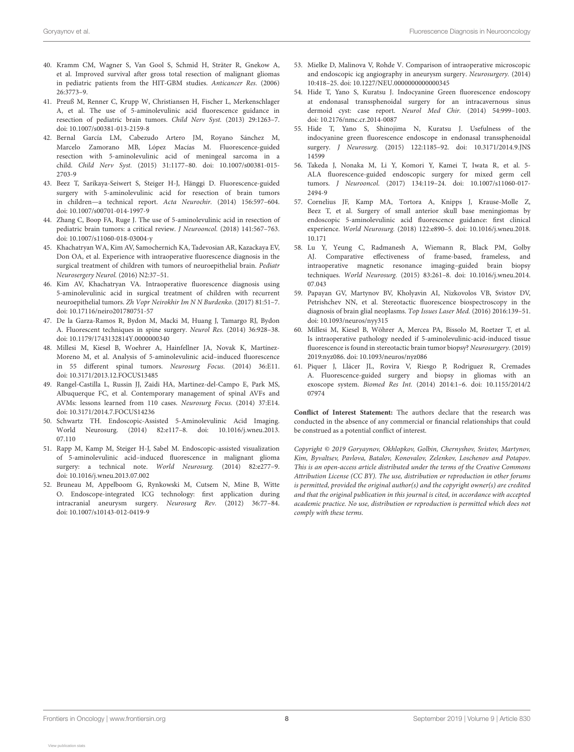40. Kramm CM, Wagner S, Van Gool S, Schmid H, Sträter R, Gnekow A, et al. Improved survival after gross total resection of malignant gliomas in pediatric patients from the HIT-GBM studies. *Anticancer Res.* (2006) 26:3773–9.

41. Preuß M, Renner C, Krupp W, Christiansen H, Fischer L, Merkenschlager A, et al. The use of 5-aminolevulinic acid fluorescence guidance in resection of pediatric brain tumors. *Child Nerv Syst.* (2013) 29:1263–7. doi: 10.1007/s00381-013-2159-8

42. Bernal García LM, Cabezudo Artero JM, Royano Sánchez M, Marcelo Zamorano MB, López Macías M. Fluorescence-guided resection with 5-aminolevulinic acid of meningeal sarcoma in a child. *Child Nerv Syst.* (2015) 31:1177–80. doi: 10.1007/s00381-015-2703-9

43. Beez T, Sarikaya-Seiwert S, Steiger H-J, Hänggi D. Fluorescence-guided surgery with 5-aminolevulinic acid for resection of brain tumors in children—a technical report. *Acta Neurochir.* (2014) 156:597–604. doi: 10.1007/s00701-014-1997-9

44. Zhang C, Boop FA, Ruge J. The use of 5-aminolevulinic acid in resection of pediatric brain tumors: a critical review. *J Neurooncol.* (2018) 141:567–763. doi: 10.1007/s11060-018-03004-y

45. Khachatryan WA, Kim AV, Samochernich KA, Tadevosian AR, Kazackaya EV, Don OA, et al. Experience with intraoperative fluorescence diagnosis in the surgical treatment of children with tumors of neuroepithelial brain. *Pediatr Neurosergery Neurol.* (2016) N2:37–51.

46. Kim AV, Khachatryan VA. Intraoperative fluorescence diagnosis using 5-aminolevulinic acid in surgical treatment of children with recurrent neuroepithelial tumors. *Zh Vopr Neirokhir Im N N Burdenko.* (2017) 81:51–7. doi: 10.17116/neiro201780751-57

47. De la Garza-Ramos R, Bydon M, Macki M, Huang J, Tamargo RJ, Bydon A. Fluorescent techniques in spine surgery. *Neurol Res.* (2014) 36:928–38. doi: 10.1179/1743132814Y.0000000340

48. Millesi M, Kiesel B, Woehrer A, Hainfellner JA, Novak K, Martínez-Moreno M, et al. Analysis of 5-aminolevulinic acid–induced fluorescence in 55 different spinal tumors. *Neurosurg Focus.* (2014) 36:E11. doi: 10.3171/2013.12.FOCUS13485

49. Rangel-Castilla L, Russin JJ, Zaidi HA, Martinez-del-Campo E, Park MS, Albuquerque FC, et al. Contemporary management of spinal AVFs and AVMs: lessons learned from 110 cases. *Neurosurg Focus.* (2014) 37:E14. doi: 10.3171/2014.7.FOCUS14236

50. Schwartz TH. Endoscopic-Assisted 5-Aminolevulinic Acid Imaging. World Neurosurg. (2014) 82:e117–8. doi: 10.1016/j.wneu.2013.07.110

51. Rapp M, Kamp M, Steiger H-J, Sabel M. Endoscopic-assisted visualization of 5-aminolevulinic acid–induced fluorescence in malignant glioma surgery: a technical note. *World Neurosurg.* (2014) 82:e277–9. doi: 10.1016/j.wneu.2013.07.002

52. Bruneau M, Appelboom G, Rynkowski M, Cutsem N, Mine B, Witte O. Endoscope-integrated ICG technology: first application during intracranial aneurysm surgery. *Neurosurg Rev.* (2012) 36:77–84. doi: 10.1007/s10143-012-0419-9

53. Mielke D, Malinova V, Rohde V. Comparison of intraoperative microscopic and endoscopic icg angiography in aneurysm surgery. *Neurosurgery.* (2014) 10:418–25. doi: 10.1227/NEU.0000000000000345

54. Hide T, Yano S, Kuratsu J. Indocyanine Green fluorescence endoscopy at endonasal transsphenoidal surgery for an intracavernous sinus dermoid cyst: case report. *Neurol Med Chir.* (2014) 54:999–1003. doi: 10.2176/nmc.cr.2014-0087

55. Hide T, Yano S, Shinojima N, Kuratsu J. Usefulness of the indocyanine green fluorescence endoscope in endonasal transsphenoidal surgery. *J Neurosurg.* (2015) 122:1185–92. doi: 10.3171/2014.9.JNS14599

56. Takeda J, Nonaka M, Li Y, Komori Y, Kamei T, Iwata R, et al. 5-ALA fluorescence-guided endoscopic surgery for mixed germ cell tumors. *J Neurooncol.* (2017) 134:119–24. doi: 10.1007/s11060-017-2494-9

57. Cornelius JF, Kamp MA, Tortora A, Knipps J, Krause-Molle Z, Beez T, et al. Surgery of small anterior skull base meningiomas by endoscopic 5-aminolevulinic acid fluorescence guidance: first clinical experience. *World Neurosurg.* (2018) 122:e890–5. doi: 10.1016/j.wneu.2018.10.171

58. Lu Y, Yeung C, Radmanesh A, Wiemann R, Black PM, Golby AJ. Comparative effectiveness of frame-based, frameless, and intraoperative magnetic resonance imaging–guided brain biopsy techniques. *World Neurosurg.* (2015) 83:261–8. doi: 10.1016/j.wneu.2014.07.043

59. Papayan GV, Martynov BV, Kholyavin AI, Nizkovolos VB, Svistov DV, Petrishchev NN, et al. Stereotactic fluorescence biospectroscopy in the diagnosis of brain glial neoplasms. *Top Issues Laser Med.* (2016) 2016:139–51. doi: 10.1093/neuros/nyy315

60. Millesi M, Kiesel B, Wöhrer A, Mercea PA, Bissolo M, Roetzer T, et al. Is intraoperative pathology needed if 5-aminolevulinic-acid-induced tissue fluorescence is found in stereotactic brain tumor biopsy? *Neurosurgery.* (2019) 2019:nyz086. doi: 10.1093/neuros/nyz086

61. Piquer J, Llácer JL, Rovira V, Riesgo P, Rodriguez R, Cremades A. Fluorescence-guided surgery and biopsy in gliomas with an exoscope system. *Biomed Res Int.* (2014) 2014:1–6. doi: 10.1155/2014/207974

**Conflict of Interest Statement:** The authors declare that the research was conducted in the absence of any commercial or financial relationships that could be construed as a potential conflict of interest.

*Copyright © 2019 Goryaynov, Okhlopkov, Golbin, Chernyshov, Svistov, Martynov, Kim, Byvaltsev, Pavlova, Batalov, Konovalov, Zelenkov, Loschenov and Potapov. This is an open-access article distributed under the terms of the Creative Commons Attribution License (CC BY). The use, distribution or reproduction in other forums is permitted, provided the original author(s) and the copyright owner(s) are credited and that the original publication in this journal is cited, in accordance with accepted academic practice. No use, distribution or reproduction is permitted which does not comply with these terms.*